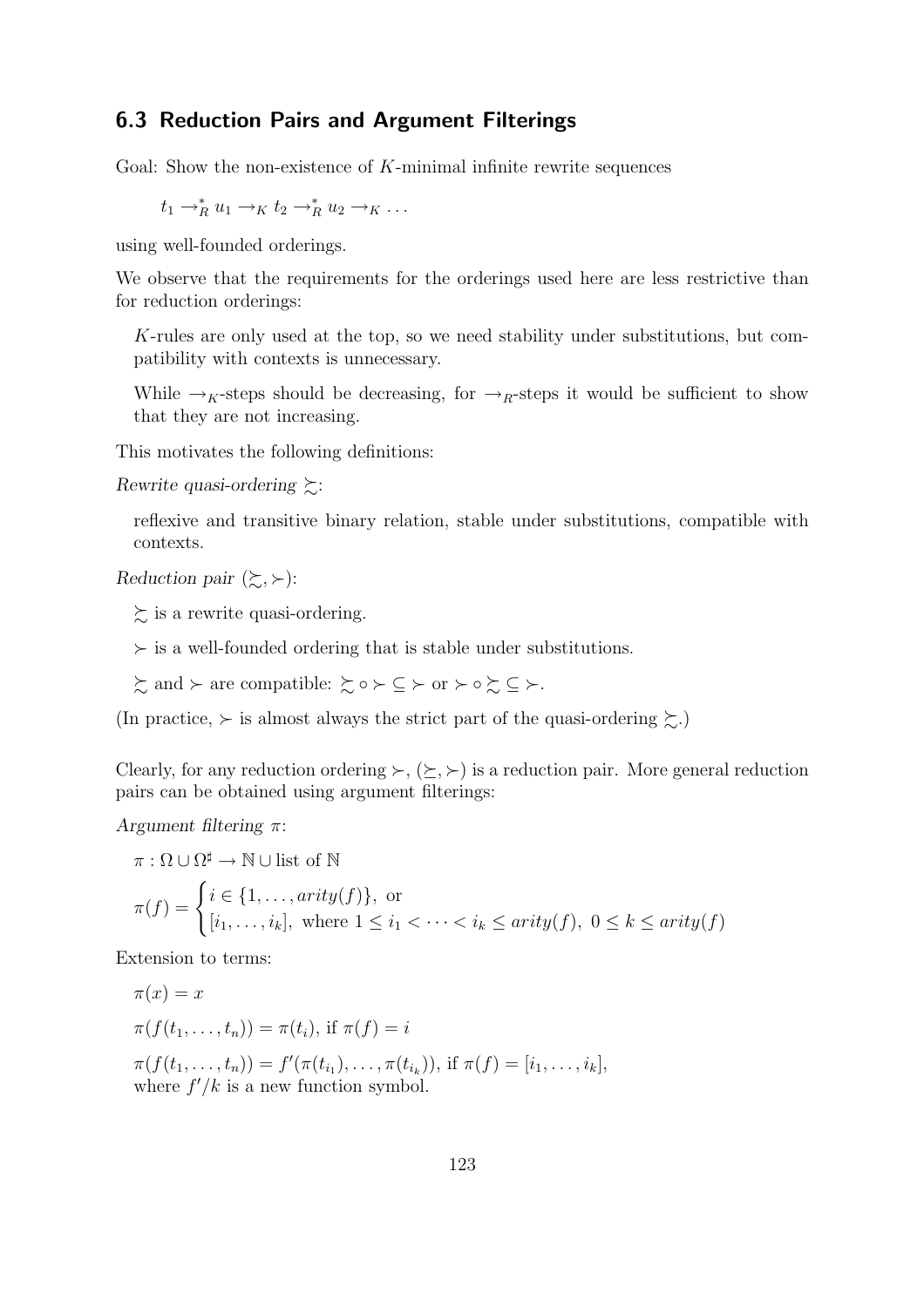## 6.3 Reduction Pairs and Argument Filterings

Goal: Show the non-existence of $K$-minimal infinite rewrite sequences

$$t_1 \rightarrow_R^* u_1 \rightarrow_K t_2 \rightarrow_R^* u_2 \rightarrow_K \ldots$$

using well-founded orderings.

We observe that the requirements for the orderings used here are less restrictive than for reduction orderings:

$K$-rules are only used at the top, so we need stability under substitutions, but compatibility with contexts is unnecessary.

While $\rightarrow_K$-steps should be decreasing, for $\rightarrow_R$-steps it would be sufficient to show that they are not increasing.

This motivates the following definitions:

*Rewrite quasi-ordering* $\succsim$:

reflexive and transitive binary relation, stable under substitutions, compatible with contexts.

*Reduction pair* $(\succsim, \succ)$:

$\succsim$ is a rewrite quasi-ordering.

$\succ$ is a well-founded ordering that is stable under substitutions.

$\succsim$ and $\succ$ are compatible: $\succsim \circ \succ \subseteq \succ$ or $\succ \circ \succsim \subseteq \succ$.

(In practice, $\succ$ is almost always the strict part of the quasi-ordering $\succsim$.)

Clearly, for any reduction ordering $\succ$, $(\succeq, \succ)$ is a reduction pair. More general reduction pairs can be obtained using argument filterings:

*Argument filtering* $\pi$:

$$\pi : \Omega \cup \Omega^\sharp \rightarrow \mathbb{N} \cup \text{list of } \mathbb{N}$$

$$\pi(f) = \begin{cases} i \in \{1, \ldots, arity(f)\}, \text{ or} \\ [i_1, \ldots, i_k], \text{ where } 1 \leq i_1 < \cdots < i_k \leq arity(f),\ 0 \leq k \leq arity(f) \end{cases}$$

Extension to terms:

$\pi(x) = x$

$\pi(f(t_1, \ldots, t_n)) = \pi(t_i)$, if $\pi(f) = i$

$\pi(f(t_1, \ldots, t_n)) = f'(\pi(t_{i_1}), \ldots, \pi(t_{i_k}))$, if $\pi(f) = [i_1, \ldots, i_k]$,
where $f'/k$ is a new function symbol.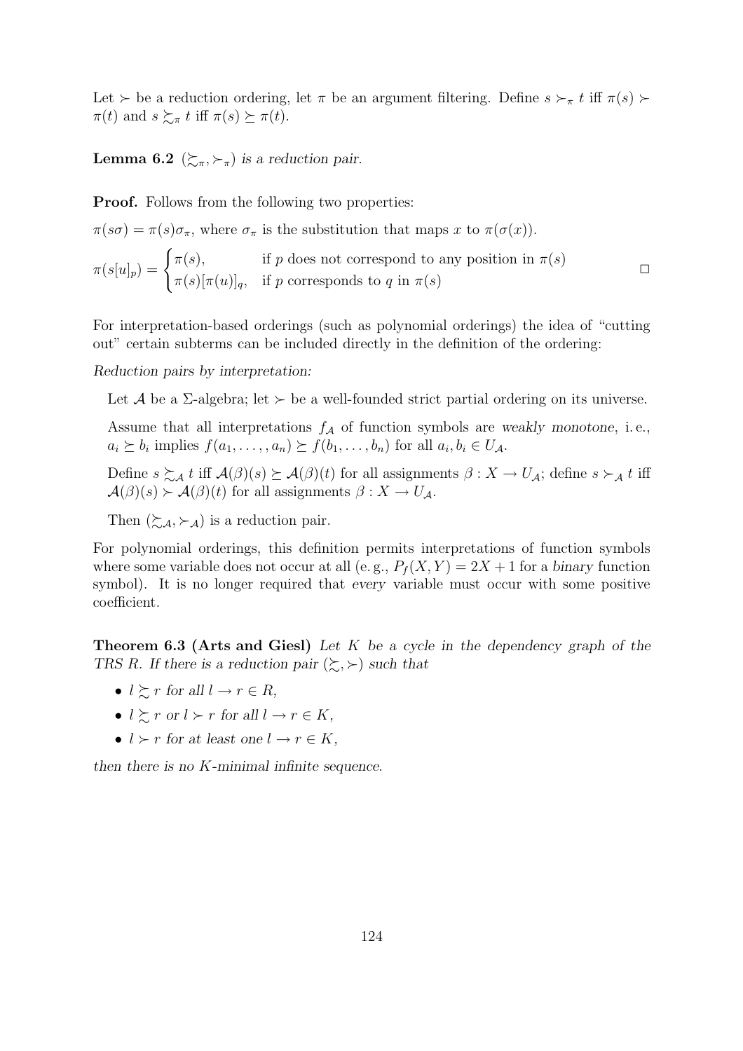Let $\succ$ be a reduction ordering, let $\pi$ be an argument filtering. Define $s \succ_\pi t$ iff $\pi(s) \succ \pi(t)$ and $s \succsim_\pi t$ iff $\pi(s) \succeq \pi(t)$.

**Lemma 6.2** *$(\succsim_\pi, \succ_\pi)$ is a reduction pair.*

**Proof.** Follows from the following two properties:

$\pi(s\sigma) = \pi(s)\sigma_\pi$, where $\sigma_\pi$ is the substitution that maps $x$ to $\pi(\sigma(x))$.

$$\pi(s[u]_p) = \begin{cases} \pi(s), & \text{if } p \text{ does not correspond to any position in } \pi(s) \\ \pi(s)[\pi(u)]_q, & \text{if } p \text{ corresponds to } q \text{ in } \pi(s) \end{cases}$$

□

For interpretation-based orderings (such as polynomial orderings) the idea of "cutting out" certain subterms can be included directly in the definition of the ordering:

*Reduction pairs by interpretation:*

Let $\mathcal{A}$ be a $\Sigma$-algebra; let $\succ$ be a well-founded strict partial ordering on its universe.

Assume that all interpretations $f_\mathcal{A}$ of function symbols are *weakly monotone*, i. e., $a_i \succeq b_i$ implies $f(a_1, \dots, a_n) \succeq f(b_1, \dots, b_n)$ for all $a_i, b_i \in U_\mathcal{A}$.

Define $s \succsim_\mathcal{A} t$ iff $\mathcal{A}(\beta)(s) \succeq \mathcal{A}(\beta)(t)$ for all assignments $\beta : X \to U_\mathcal{A}$; define $s \succ_\mathcal{A} t$ iff $\mathcal{A}(\beta)(s) \succ \mathcal{A}(\beta)(t)$ for all assignments $\beta : X \to U_\mathcal{A}$.

Then $(\succsim_\mathcal{A}, \succ_\mathcal{A})$ is a reduction pair.

For polynomial orderings, this definition permits interpretations of function symbols where some variable does not occur at all (e. g., $P_f(X, Y) = 2X + 1$ for a *binary* function symbol). It is no longer required that *every* variable must occur with some positive coefficient.

**Theorem 6.3 (Arts and Giesl)** *Let $K$ be a cycle in the dependency graph of the TRS $R$. If there is a reduction pair $(\succsim, \succ)$ such that*

- *$l \succsim r$ for all $l \to r \in R$,*
- *$l \succsim r$ or $l \succ r$ for all $l \to r \in K$,*
- *$l \succ r$ for at least one $l \to r \in K$,*

*then there is no $K$-minimal infinite sequence.*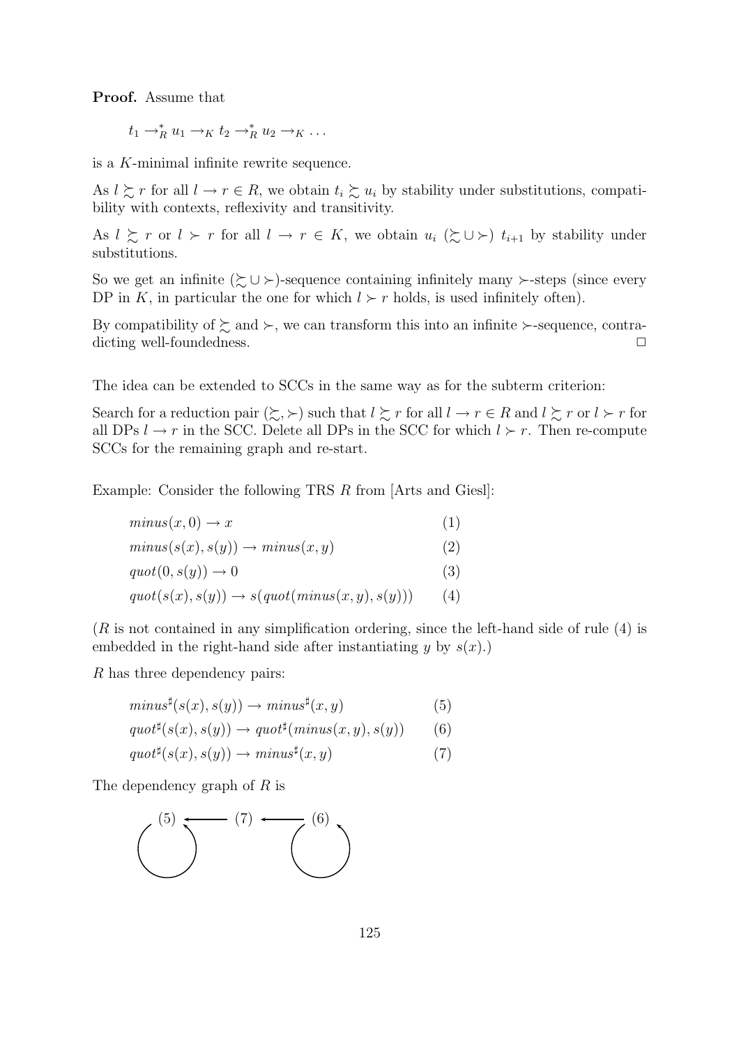**Proof.** Assume that

$$t_1 \to_R^* u_1 \to_K t_2 \to_R^* u_2 \to_K \ldots$$

is a $K$-minimal infinite rewrite sequence.

As $l \succsim r$ for all $l \to r \in R$, we obtain $t_i \succsim u_i$ by stability under substitutions, compatibility with contexts, reflexivity and transitivity.

As $l \succsim r$ or $l \succ r$ for all $l \to r \in K$, we obtain $u_i \ (\succsim \cup \succ) \ t_{i+1}$ by stability under substitutions.

So we get an infinite $(\succsim \cup \succ)$-sequence containing infinitely many $\succ$-steps (since every DP in $K$, in particular the one for which $l \succ r$ holds, is used infinitely often).

By compatibility of $\succsim$ and $\succ$, we can transform this into an infinite $\succ$-sequence, contradicting well-foundedness. $\square$

The idea can be extended to SCCs in the same way as for the subterm criterion:

Search for a reduction pair $(\succsim, \succ)$ such that $l \succsim r$ for all $l \to r \in R$ and $l \succsim r$ or $l \succ r$ for all DPs $l \to r$ in the SCC. Delete all DPs in the SCC for which $l \succ r$. Then re-compute SCCs for the remaining graph and re-start.

Example: Consider the following TRS $R$ from [Arts and Giesl]:

$$minus(x, 0) \to x \qquad (1)$$

$$minus(s(x), s(y)) \to minus(x, y) \qquad (2)$$

$$quot(0, s(y)) \to 0 \qquad (3)$$

$$quot(s(x), s(y)) \to s(quot(minus(x, y), s(y))) \qquad (4)$$

($R$ is not contained in any simplification ordering, since the left-hand side of rule (4) is embedded in the right-hand side after instantiating $y$ by $s(x)$.)

$R$ has three dependency pairs:

$$minus^\sharp(s(x), s(y)) \to minus^\sharp(x, y) \qquad (5)$$

$$quot^\sharp(s(x), s(y)) \to quot^\sharp(minus(x, y), s(y)) \qquad (6)$$

$$quot^\sharp(s(x), s(y)) \to minus^\sharp(x, y) \qquad (7)$$

The dependency graph of $R$ is

(5) ← (7) ← (6)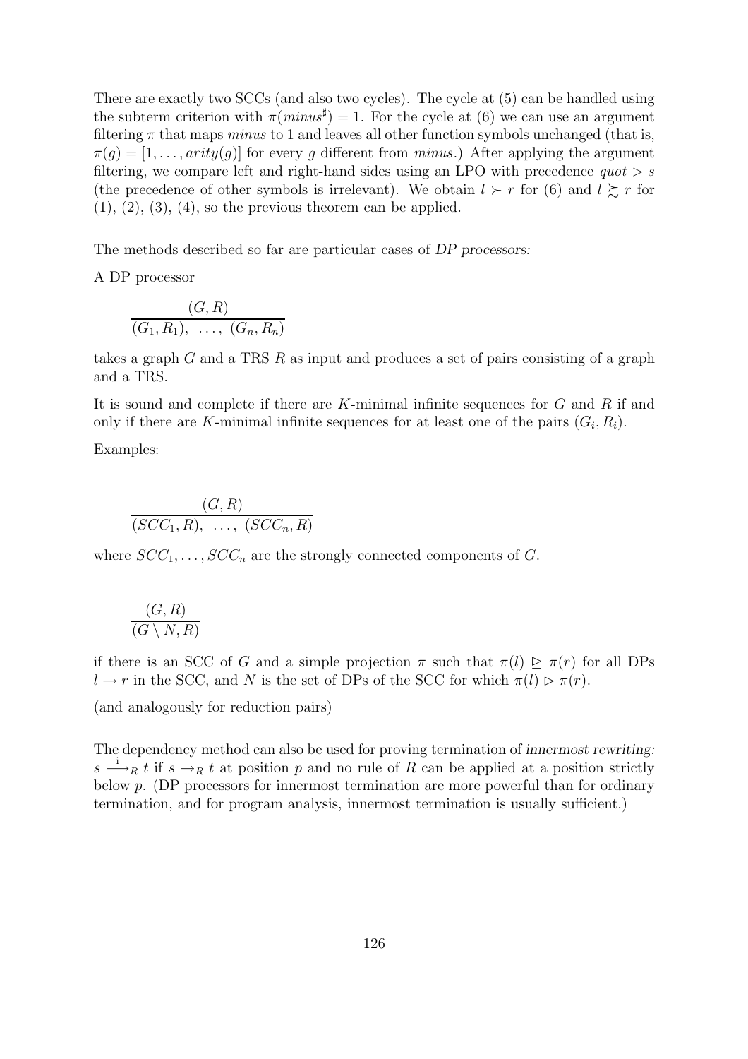There are exactly two SCCs (and also two cycles). The cycle at (5) can be handled using the subterm criterion with $\pi(minus^\sharp) = 1$. For the cycle at (6) we can use an argument filtering $\pi$ that maps *minus* to 1 and leaves all other function symbols unchanged (that is, $\pi(g) = [1, \ldots, arity(g)]$ for every $g$ different from *minus*.) After applying the argument filtering, we compare left and right-hand sides using an LPO with precedence $quot > s$ (the precedence of other symbols is irrelevant). We obtain $l \succ r$ for (6) and $l \succsim r$ for (1), (2), (3), (4), so the previous theorem can be applied.

The methods described so far are particular cases of *DP processors:*

A DP processor

$$\frac{(G, R)}{(G_1, R_1), \ \ldots, \ (G_n, R_n)}$$

takes a graph $G$ and a TRS $R$ as input and produces a set of pairs consisting of a graph and a TRS.

It is sound and complete if there are $K$-minimal infinite sequences for $G$ and $R$ if and only if there are $K$-minimal infinite sequences for at least one of the pairs $(G_i, R_i)$.

Examples:

$$\frac{(G, R)}{(SCC_1, R), \ \ldots, \ (SCC_n, R)}$$

where $SCC_1, \ldots, SCC_n$ are the strongly connected components of $G$.

$$\frac{(G, R)}{(G \setminus N, R)}$$

if there is an SCC of $G$ and a simple projection $\pi$ such that $\pi(l) \trianglerighteq \pi(r)$ for all DPs $l \to r$ in the SCC, and $N$ is the set of DPs of the SCC for which $\pi(l) \triangleright \pi(r)$.

(and analogously for reduction pairs)

The dependency method can also be used for proving termination of *innermost rewriting:* $s \xrightarrow{\text{i}}_R t$ if $s \to_R t$ at position $p$ and no rule of $R$ can be applied at a position strictly below $p$. (DP processors for innermost termination are more powerful than for ordinary termination, and for program analysis, innermost termination is usually sufficient.)